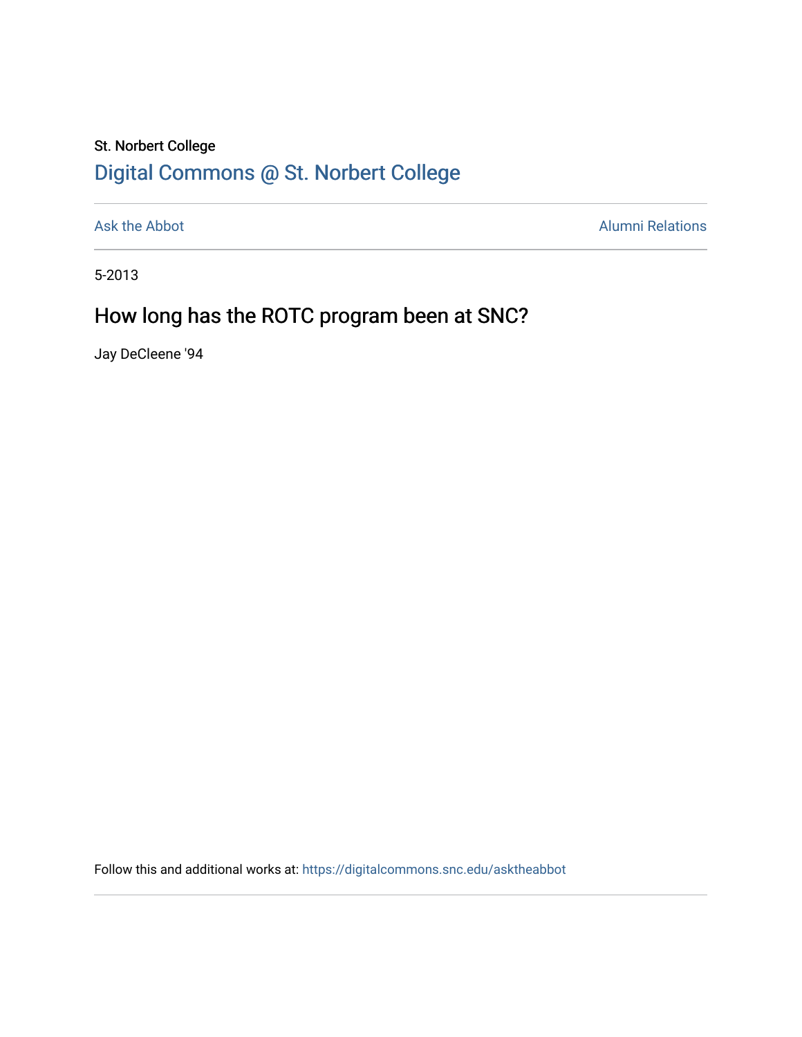St. Norbert College

Digital Commons @ St. Norbert College

Ask the Abbot | Alumni Relations

5-2013

# How long has the ROTC program been at SNC?

Jay DeCleene '94

Follow this and additional works at: https://digitalcommons.snc.edu/asktheabbot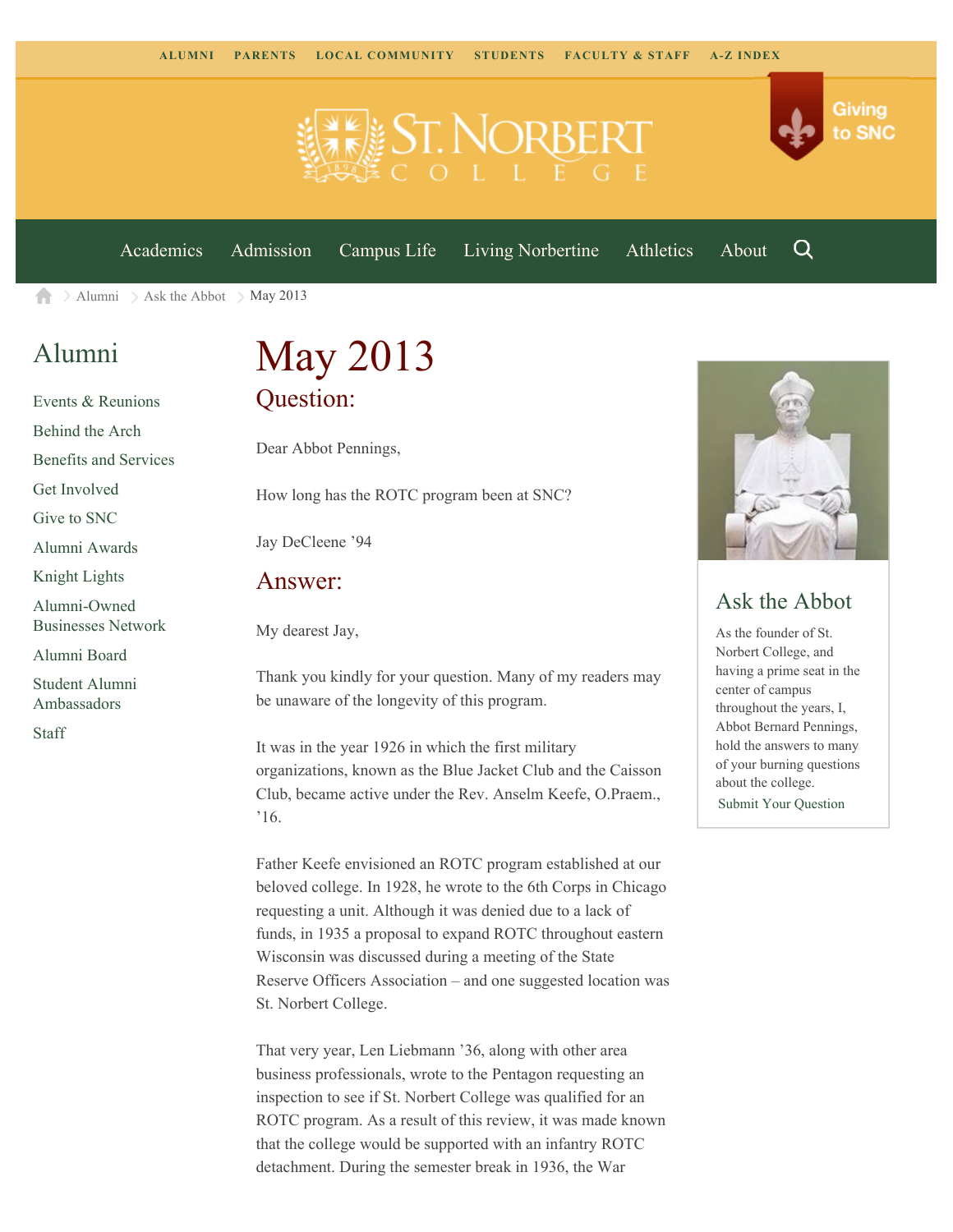ALUMNI PARENTS LOCAL COMMUNITY STUDENTS FACULTY & STAFF A-Z INDEX

Giving to SNC

Academics Admission Campus Life Living Norbertine Athletics About

Alumni > Ask the Abbot > May 2013

## Alumni

- Events & Reunions
- Behind the Arch
- Benefits and Services
- Get Involved
- Give to SNC
- Alumni Awards
- Knight Lights
- Alumni-Owned Businesses Network
- Alumni Board
- Student Alumni Ambassadors
- Staff

# May 2013

## Question:

Dear Abbot Pennings,

How long has the ROTC program been at SNC?

Jay DeCleene '94

## Answer:

My dearest Jay,

Thank you kindly for your question. Many of my readers may be unaware of the longevity of this program.

It was in the year 1926 in which the first military organizations, known as the Blue Jacket Club and the Caisson Club, became active under the Rev. Anselm Keefe, O.Praem., '16.

Father Keefe envisioned an ROTC program established at our beloved college. In 1928, he wrote to the 6th Corps in Chicago requesting a unit. Although it was denied due to a lack of funds, in 1935 a proposal to expand ROTC throughout eastern Wisconsin was discussed during a meeting of the State Reserve Officers Association – and one suggested location was St. Norbert College.

That very year, Len Liebmann '36, along with other area business professionals, wrote to the Pentagon requesting an inspection to see if St. Norbert College was qualified for an ROTC program. As a result of this review, it was made known that the college would be supported with an infantry ROTC detachment. During the semester break in 1936, the War

## Ask the Abbot

As the founder of St. Norbert College, and having a prime seat in the center of campus throughout the years, I, Abbot Bernard Pennings, hold the answers to many of your burning questions about the college.

Submit Your Question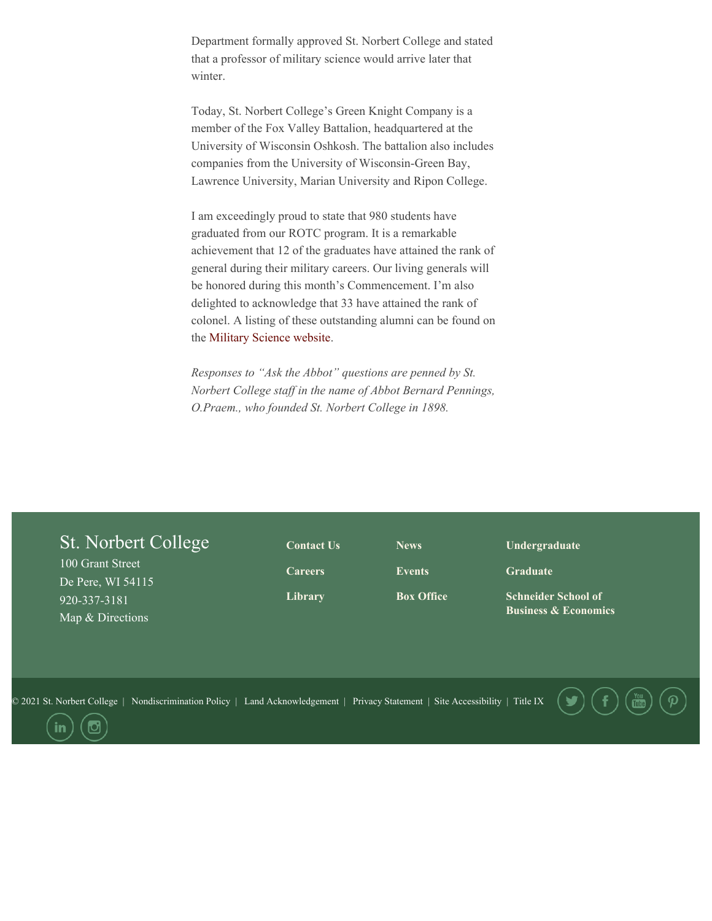Department formally approved St. Norbert College and stated that a professor of military science would arrive later that winter.

Today, St. Norbert College's Green Knight Company is a member of the Fox Valley Battalion, headquartered at the University of Wisconsin Oshkosh. The battalion also includes companies from the University of Wisconsin-Green Bay, Lawrence University, Marian University and Ripon College.

I am exceedingly proud to state that 980 students have graduated from our ROTC program. It is a remarkable achievement that 12 of the graduates have attained the rank of general during their military careers. Our living generals will be honored during this month's Commencement. I'm also delighted to acknowledge that 33 have attained the rank of colonel. A listing of these outstanding alumni can be found on the Military Science website.

*Responses to "Ask the Abbot" questions are penned by St. Norbert College staff in the name of Abbot Bernard Pennings, O.Praem., who founded St. Norbert College in 1898.*

St. Norbert College
100 Grant Street
De Pere, WI 54115
920-337-3181
Map & Directions

**Contact Us**
**Careers**
**Library**

**News**
**Events**
**Box Office**

**Undergraduate**
**Graduate**
**Schneider School of Business & Economics**

© 2021 St. Norbert College | Nondiscrimination Policy | Land Acknowledgement | Privacy Statement | Site Accessibility | Title IX